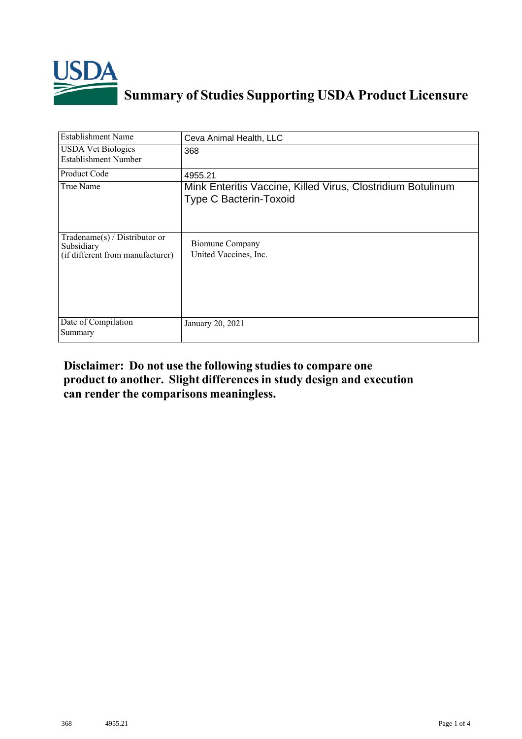# Summary of Studies Supporting USDA Product Licensure

| Establishment Name | Ceva Animal Health, LLC |
|---|---|
| USDA Vet Biologics Establishment Number | 368 |
| Product Code | 4955.21 |
| True Name | Mink Enteritis Vaccine, Killed Virus, Clostridium Botulinum Type C Bacterin-Toxoid |
| Tradename(s) / Distributor or Subsidiary (if different from manufacturer) | Biomune Company<br>United Vaccines, Inc. |
| Date of Compilation Summary | January 20, 2021 |

**Disclaimer: Do not use the following studies to compare one product to another. Slight differences in study design and execution can render the comparisons meaningless.**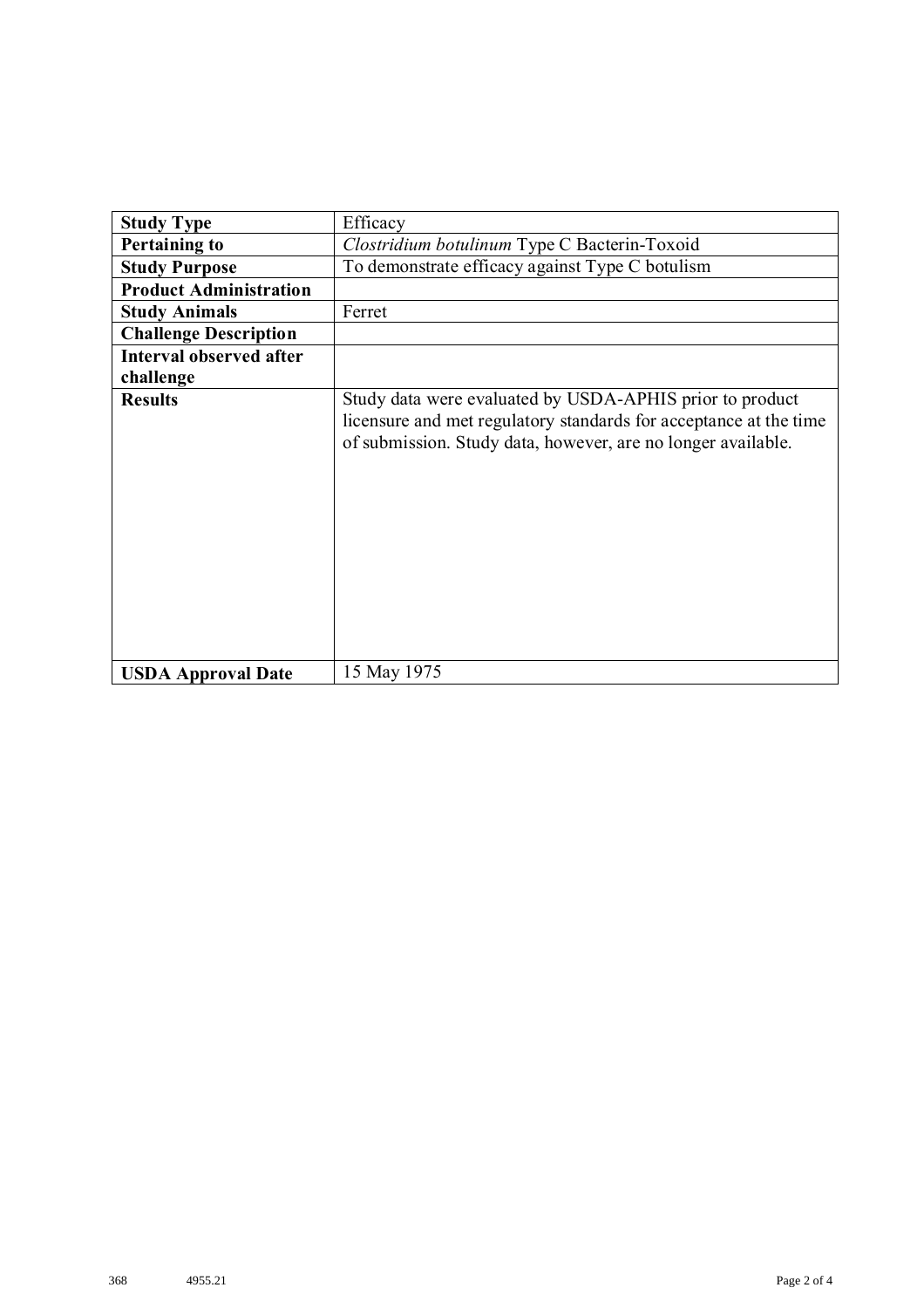| **Study Type** | Efficacy |
|---|---|
| **Pertaining to** | *Clostridium botulinum* Type C Bacterin-Toxoid |
| **Study Purpose** | To demonstrate efficacy against Type C botulism |
| **Product Administration** | |
| **Study Animals** | Ferret |
| **Challenge Description** | |
| **Interval observed after challenge** | |
| **Results** | Study data were evaluated by USDA-APHIS prior to product licensure and met regulatory standards for acceptance at the time of submission. Study data, however, are no longer available. |
| **USDA Approval Date** | 15 May 1975 |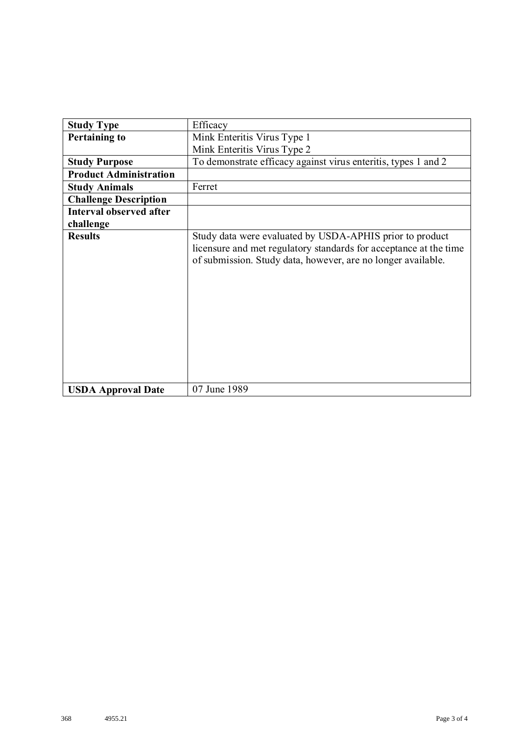| Study Type | Efficacy |
|---|---|
| **Pertaining to** | Mink Enteritis Virus Type 1<br>Mink Enteritis Virus Type 2 |
| **Study Purpose** | To demonstrate efficacy against virus enteritis, types 1 and 2 |
| **Product Administration** | |
| **Study Animals** | Ferret |
| **Challenge Description** | |
| **Interval observed after challenge** | |
| **Results** | Study data were evaluated by USDA-APHIS prior to product licensure and met regulatory standards for acceptance at the time of submission. Study data, however, are no longer available. |
| **USDA Approval Date** | 07 June 1989 |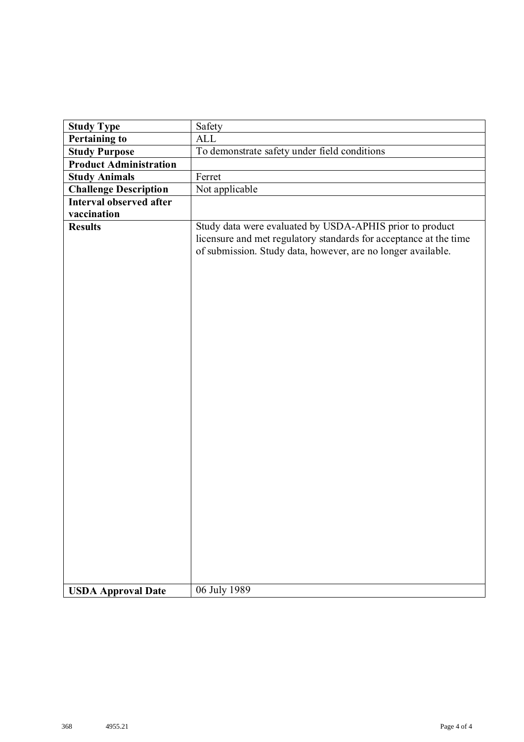| | |
|---|---|
| **Study Type** | Safety |
| **Pertaining to** | ALL |
| **Study Purpose** | To demonstrate safety under field conditions |
| **Product Administration** | |
| **Study Animals** | Ferret |
| **Challenge Description** | Not applicable |
| **Interval observed after vaccination** | |
| **Results** | Study data were evaluated by USDA-APHIS prior to product licensure and met regulatory standards for acceptance at the time of submission. Study data, however, are no longer available. |
| **USDA Approval Date** | 06 July 1989 |

368 4955.21